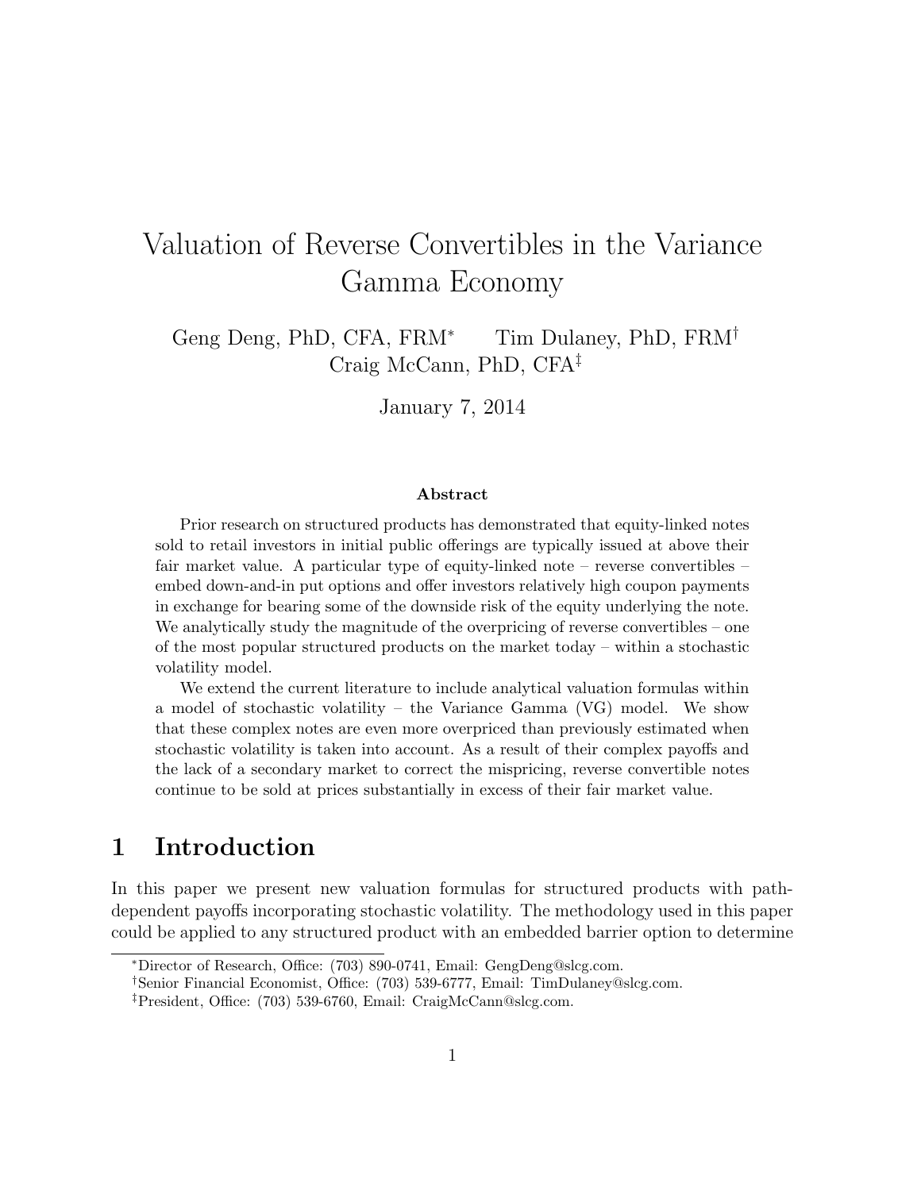# Valuation of Reverse Convertibles in the Variance Gamma Economy

Geng Deng, PhD, CFA, FRM* Tim Dulaney, PhD, FRM† Craig McCann, PhD, CFA‡

January 7, 2014

### Abstract

Prior research on structured products has demonstrated that equity-linked notes sold to retail investors in initial public offerings are typically issued at above their fair market value. A particular type of equity-linked note – reverse convertibles – embed down-and-in put options and offer investors relatively high coupon payments in exchange for bearing some of the downside risk of the equity underlying the note. We analytically study the magnitude of the overpricing of reverse convertibles – one of the most popular structured products on the market today – within a stochastic volatility model.

We extend the current literature to include analytical valuation formulas within a model of stochastic volatility – the Variance Gamma (VG) model. We show that these complex notes are even more overpriced than previously estimated when stochastic volatility is taken into account. As a result of their complex payoffs and the lack of a secondary market to correct the mispricing, reverse convertible notes continue to be sold at prices substantially in excess of their fair market value.

## 1 Introduction

In this paper we present new valuation formulas for structured products with path-dependent payoffs incorporating stochastic volatility. The methodology used in this paper could be applied to any structured product with an embedded barrier option to determine

---

*Director of Research, Office: (703) 890-0741, Email: GengDeng@slcg.com.

†Senior Financial Economist, Office: (703) 539-6777, Email: TimDulaney@slcg.com.

‡President, Office: (703) 539-6760, Email: CraigMcCann@slcg.com.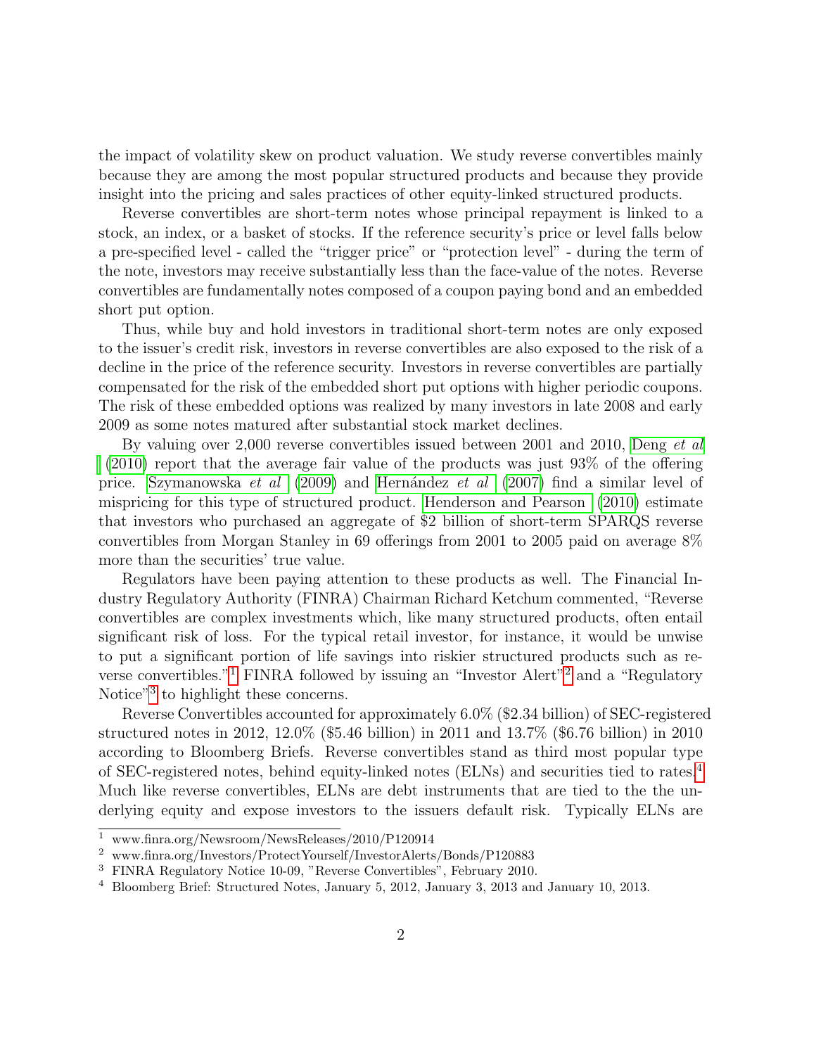the impact of volatility skew on product valuation. We study reverse convertibles mainly because they are among the most popular structured products and because they provide insight into the pricing and sales practices of other equity-linked structured products.

Reverse convertibles are short-term notes whose principal repayment is linked to a stock, an index, or a basket of stocks. If the reference security's price or level falls below a pre-specified level - called the "trigger price" or "protection level" - during the term of the note, investors may receive substantially less than the face-value of the notes. Reverse convertibles are fundamentally notes composed of a coupon paying bond and an embedded short put option.

Thus, while buy and hold investors in traditional short-term notes are only exposed to the issuer's credit risk, investors in reverse convertibles are also exposed to the risk of a decline in the price of the reference security. Investors in reverse convertibles are partially compensated for the risk of the embedded short put options with higher periodic coupons. The risk of these embedded options was realized by many investors in late 2008 and early 2009 as some notes matured after substantial stock market declines.

By valuing over 2,000 reverse convertibles issued between 2001 and 2010, Deng *et al* (2010) report that the average fair value of the products was just 93% of the offering price. Szymanowska *et al* (2009) and Hernández *et al* (2007) find a similar level of mispricing for this type of structured product. Henderson and Pearson (2010) estimate that investors who purchased an aggregate of $2 billion of short-term SPARQS reverse convertibles from Morgan Stanley in 69 offerings from 2001 to 2005 paid on average 8% more than the securities' true value.

Regulators have been paying attention to these products as well. The Financial Industry Regulatory Authority (FINRA) Chairman Richard Ketchum commented, "Reverse convertibles are complex investments which, like many structured products, often entail significant risk of loss. For the typical retail investor, for instance, it would be unwise to put a significant portion of life savings into riskier structured products such as reverse convertibles."[1] FINRA followed by issuing an "Investor Alert"[2] and a "Regulatory Notice"[3] to highlight these concerns.

Reverse Convertibles accounted for approximately 6.0% ($2.34 billion) of SEC-registered structured notes in 2012, 12.0% ($5.46 billion) in 2011 and 13.7% ($6.76 billion) in 2010 according to Bloomberg Briefs. Reverse convertibles stand as third most popular type of SEC-registered notes, behind equity-linked notes (ELNs) and securities tied to rates.[4] Much like reverse convertibles, ELNs are debt instruments that are tied to the the underlying equity and expose investors to the issuers default risk. Typically ELNs are

[1] www.finra.org/Newsroom/NewsReleases/2010/P120914

[2] www.finra.org/Investors/ProtectYourself/InvestorAlerts/Bonds/P120883

[3] FINRA Regulatory Notice 10-09, "Reverse Convertibles", February 2010.

[4] Bloomberg Brief: Structured Notes, January 5, 2012, January 3, 2013 and January 10, 2013.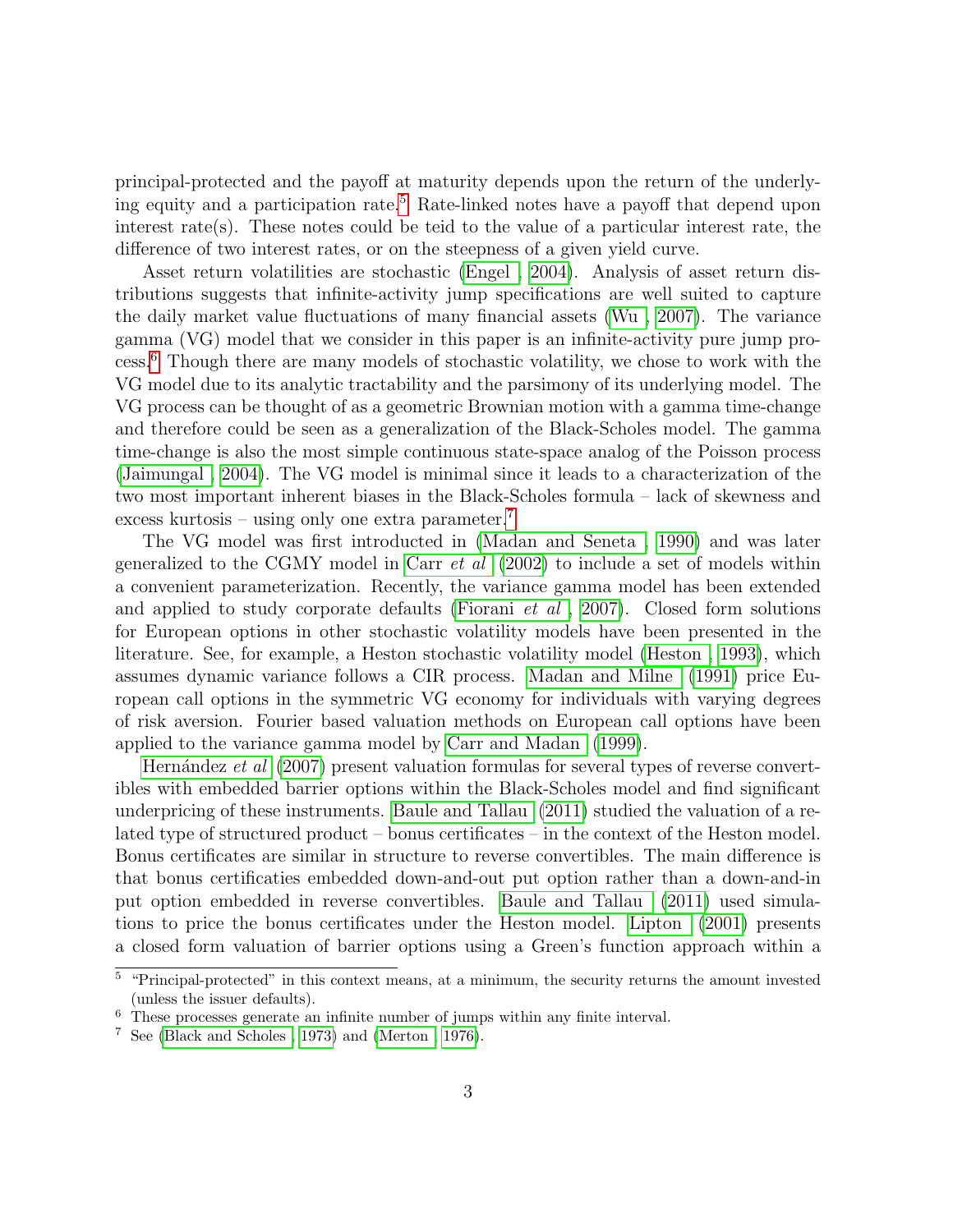principal-protected and the payoff at maturity depends upon the return of the underlying equity and a participation rate.[5] Rate-linked notes have a payoff that depend upon interest rate(s). These notes could be teid to the value of a particular interest rate, the difference of two interest rates, or on the steepness of a given yield curve.

Asset return volatilities are stochastic (Engel , 2004). Analysis of asset return distributions suggests that infinite-activity jump specifications are well suited to capture the daily market value fluctuations of many financial assets (Wu , 2007). The variance gamma (VG) model that we consider in this paper is an infinite-activity pure jump process.[6] Though there are many models of stochastic volatility, we chose to work with the VG model due to its analytic tractability and the parsimony of its underlying model. The VG process can be thought of as a geometric Brownian motion with a gamma time-change and therefore could be seen as a generalization of the Black-Scholes model. The gamma time-change is also the most simple continuous state-space analog of the Poisson process (Jaimungal , 2004). The VG model is minimal since it leads to a characterization of the two most important inherent biases in the Black-Scholes formula – lack of skewness and excess kurtosis – using only one extra parameter.[7]

The VG model was first introducted in (Madan and Seneta , 1990) and was later generalized to the CGMY model in Carr *et al* (2002) to include a set of models within a convenient parameterization. Recently, the variance gamma model has been extended and applied to study corporate defaults (Fiorani *et al* , 2007). Closed form solutions for European options in other stochastic volatility models have been presented in the literature. See, for example, a Heston stochastic volatility model (Heston , 1993), which assumes dynamic variance follows a CIR process. Madan and Milne (1991) price European call options in the symmetric VG economy for individuals with varying degrees of risk aversion. Fourier based valuation methods on European call options have been applied to the variance gamma model by Carr and Madan (1999).

Hernández *et al* (2007) present valuation formulas for several types of reverse convertibles with embedded barrier options within the Black-Scholes model and find significant underpricing of these instruments. Baule and Tallau (2011) studied the valuation of a related type of structured product – bonus certificates – in the context of the Heston model. Bonus certificates are similar in structure to reverse convertibles. The main difference is that bonus certificaties embedded down-and-out put option rather than a down-and-in put option embedded in reverse convertibles. Baule and Tallau (2011) used simulations to price the bonus certificates under the Heston model. Lipton (2001) presents a closed form valuation of barrier options using a Green's function approach within a

[5] "Principal-protected" in this context means, at a minimum, the security returns the amount invested (unless the issuer defaults).

[6] These processes generate an infinite number of jumps within any finite interval.

[7] See (Black and Scholes , 1973) and (Merton , 1976).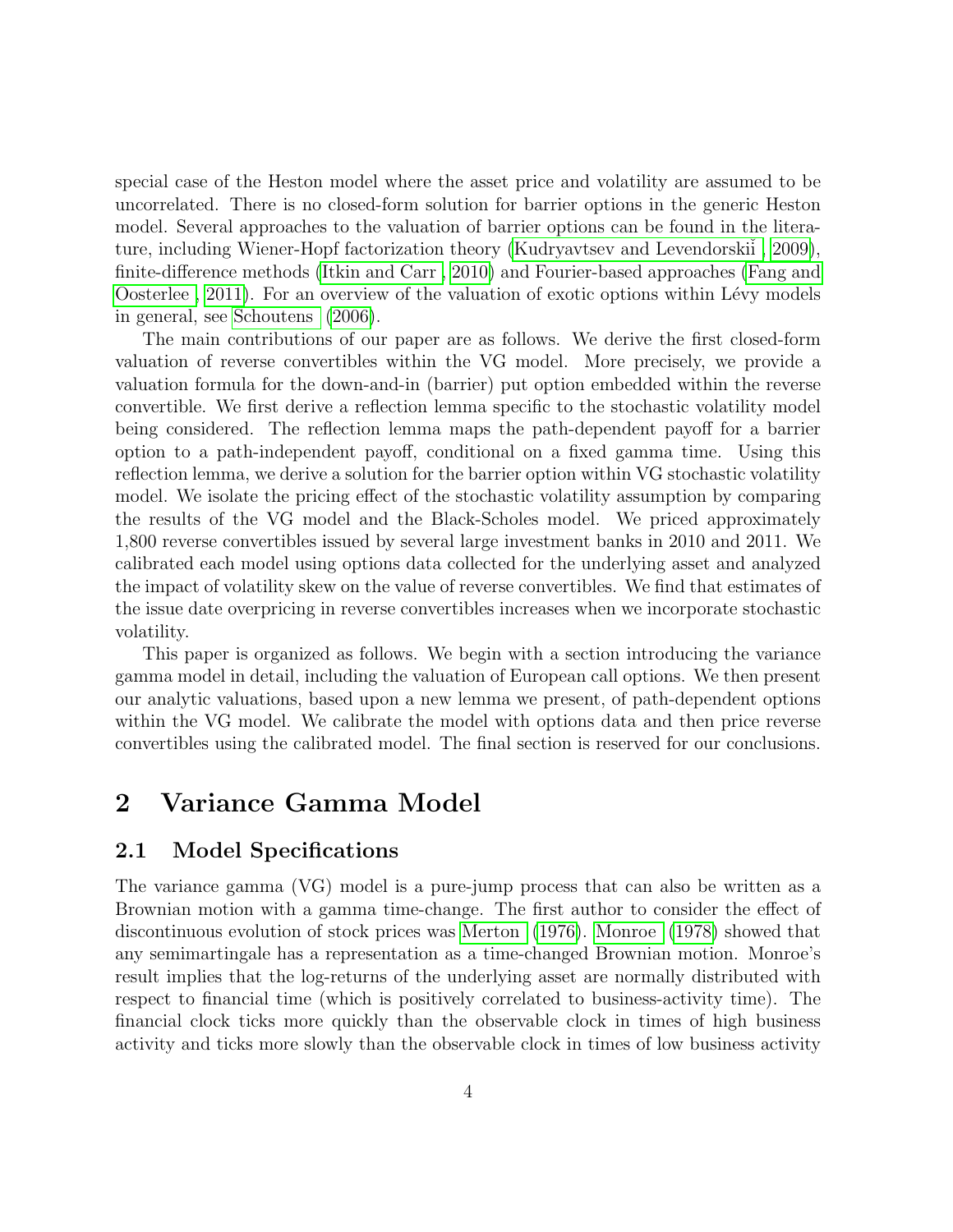special case of the Heston model where the asset price and volatility are assumed to be uncorrelated. There is no closed-form solution for barrier options in the generic Heston model. Several approaches to the valuation of barrier options can be found in the literature, including Wiener-Hopf factorization theory (Kudryavtsev and Levendorskiǐ , 2009), finite-difference methods (Itkin and Carr , 2010) and Fourier-based approaches (Fang and Oosterlee , 2011). For an overview of the valuation of exotic options within Lévy models in general, see Schoutens (2006).

The main contributions of our paper are as follows. We derive the first closed-form valuation of reverse convertibles within the VG model. More precisely, we provide a valuation formula for the down-and-in (barrier) put option embedded within the reverse convertible. We first derive a reflection lemma specific to the stochastic volatility model being considered. The reflection lemma maps the path-dependent payoff for a barrier option to a path-independent payoff, conditional on a fixed gamma time. Using this reflection lemma, we derive a solution for the barrier option within VG stochastic volatility model. We isolate the pricing effect of the stochastic volatility assumption by comparing the results of the VG model and the Black-Scholes model. We priced approximately 1,800 reverse convertibles issued by several large investment banks in 2010 and 2011. We calibrated each model using options data collected for the underlying asset and analyzed the impact of volatility skew on the value of reverse convertibles. We find that estimates of the issue date overpricing in reverse convertibles increases when we incorporate stochastic volatility.

This paper is organized as follows. We begin with a section introducing the variance gamma model in detail, including the valuation of European call options. We then present our analytic valuations, based upon a new lemma we present, of path-dependent options within the VG model. We calibrate the model with options data and then price reverse convertibles using the calibrated model. The final section is reserved for our conclusions.

# 2 Variance Gamma Model

## 2.1 Model Specifications

The variance gamma (VG) model is a pure-jump process that can also be written as a Brownian motion with a gamma time-change. The first author to consider the effect of discontinuous evolution of stock prices was Merton (1976). Monroe (1978) showed that any semimartingale has a representation as a time-changed Brownian motion. Monroe's result implies that the log-returns of the underlying asset are normally distributed with respect to financial time (which is positively correlated to business-activity time). The financial clock ticks more quickly than the observable clock in times of high business activity and ticks more slowly than the observable clock in times of low business activity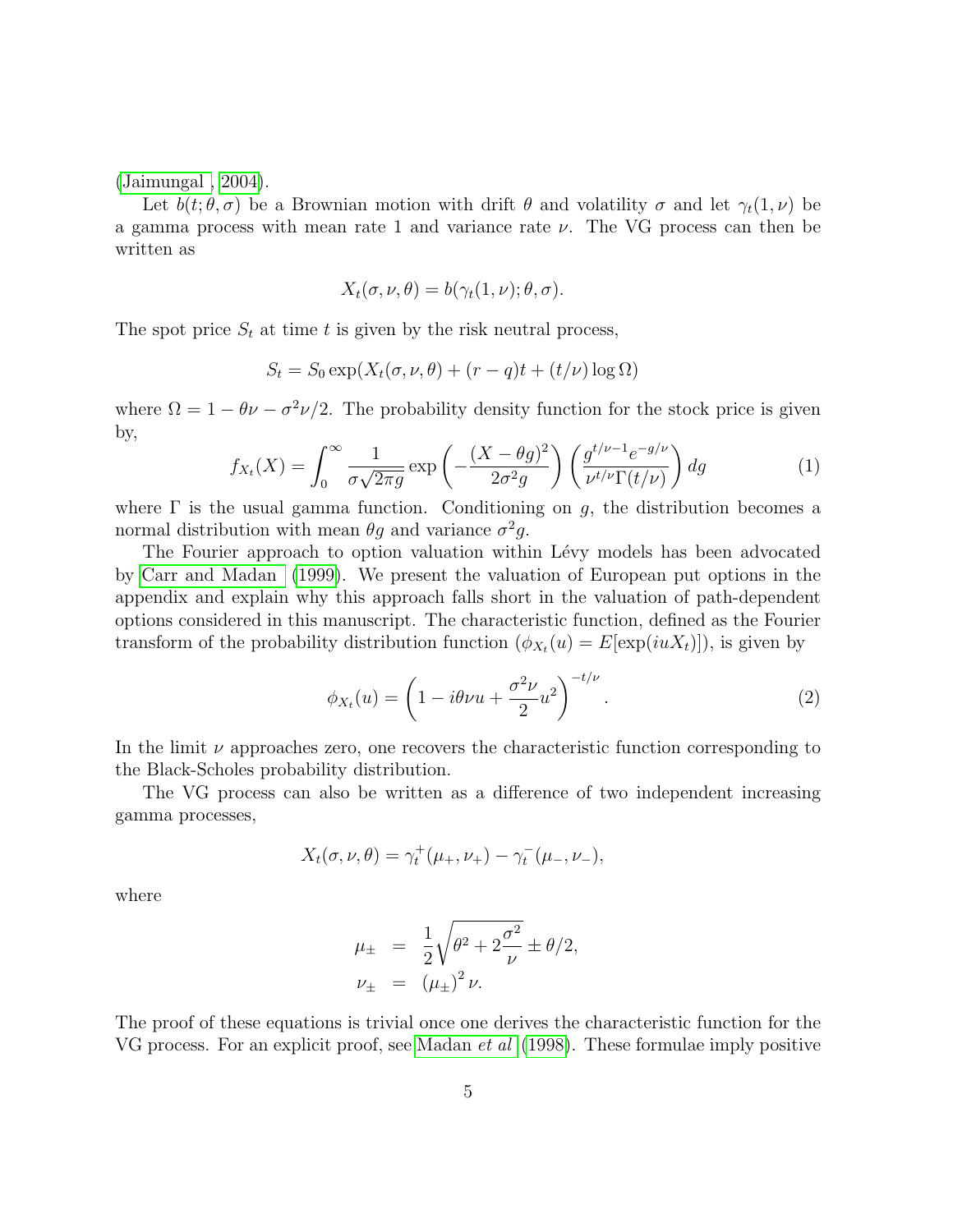(Jaimungal, 2004).

Let $b(t; \theta, \sigma)$ be a Brownian motion with drift $\theta$ and volatility $\sigma$ and let $\gamma_t(1, \nu)$ be a gamma process with mean rate 1 and variance rate $\nu$. The VG process can then be written as

$$X_t(\sigma, \nu, \theta) = b(\gamma_t(1, \nu); \theta, \sigma).$$

The spot price $S_t$ at time $t$ is given by the risk neutral process,

$$S_t = S_0 \exp(X_t(\sigma, \nu, \theta) + (r - q)t + (t/\nu) \log \Omega)$$

where $\Omega = 1 - \theta\nu - \sigma^2\nu/2$. The probability density function for the stock price is given by,

$$f_{X_t}(X) = \int_0^\infty \frac{1}{\sigma\sqrt{2\pi g}} \exp\left(-\frac{(X - \theta g)^2}{2\sigma^2 g}\right) \left(\frac{g^{t/\nu - 1} e^{-g/\nu}}{\nu^{t/\nu}\Gamma(t/\nu)}\right) dg \tag{1}$$

where $\Gamma$ is the usual gamma function. Conditioning on $g$, the distribution becomes a normal distribution with mean $\theta g$ and variance $\sigma^2 g$.

The Fourier approach to option valuation within Lévy models has been advocated by Carr and Madan (1999). We present the valuation of European put options in the appendix and explain why this approach falls short in the valuation of path-dependent options considered in this manuscript. The characteristic function, defined as the Fourier transform of the probability distribution function ($\phi_{X_t}(u) = E[\exp(iuX_t)]$), is given by

$$\phi_{X_t}(u) = \left(1 - i\theta\nu u + \frac{\sigma^2\nu}{2}u^2\right)^{-t/\nu}. \tag{2}$$

In the limit $\nu$ approaches zero, one recovers the characteristic function corresponding to the Black-Scholes probability distribution.

The VG process can also be written as a difference of two independent increasing gamma processes,

$$X_t(\sigma, \nu, \theta) = \gamma_t^+(\mu_+, \nu_+) - \gamma_t^-(\mu_-, \nu_-),$$

where

$$\begin{aligned}
\mu_\pm &= \frac{1}{2}\sqrt{\theta^2 + 2\frac{\sigma^2}{\nu}} \pm \theta/2, \\
\nu_\pm &= (\mu_\pm)^2 \nu.
\end{aligned}$$

The proof of these equations is trivial once one derives the characteristic function for the VG process. For an explicit proof, see Madan *et al* (1998). These formulae imply positive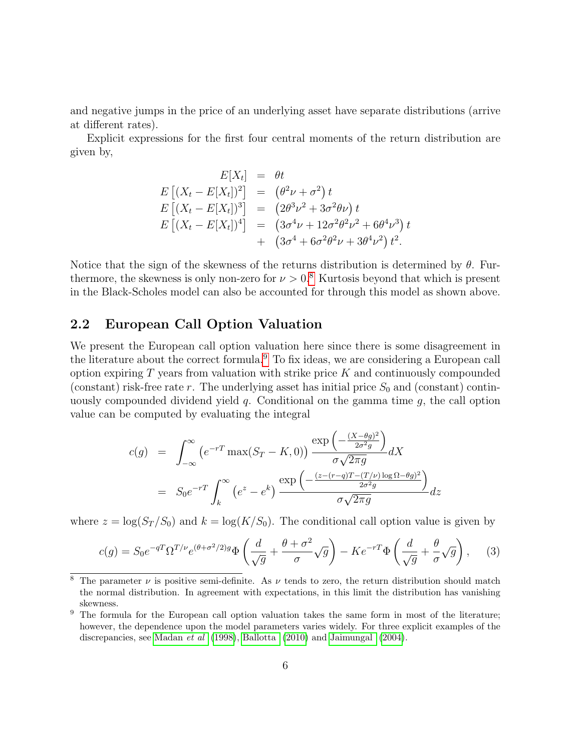and negative jumps in the price of an underlying asset have separate distributions (arrive at different rates).

Explicit expressions for the first four central moments of the return distribution are given by,

$$
\begin{aligned}
E[X_t] &= \theta t \\
E\left[(X_t - E[X_t])^2\right] &= \left(\theta^2\nu + \sigma^2\right) t \\
E\left[(X_t - E[X_t])^3\right] &= \left(2\theta^3\nu^2 + 3\sigma^2\theta\nu\right) t \\
E\left[(X_t - E[X_t])^4\right] &= \left(3\sigma^4\nu + 12\sigma^2\theta^2\nu^2 + 6\theta^4\nu^3\right) t \\
&+ \left(3\sigma^4 + 6\sigma^2\theta^2\nu + 3\theta^4\nu^2\right) t^2.
\end{aligned}
$$

Notice that the sign of the skewness of the returns distribution is determined by $\theta$. Furthermore, the skewness is only non-zero for $\nu > 0$.[8] Kurtosis beyond that which is present in the Black-Scholes model can also be accounted for through this model as shown above.

## 2.2 European Call Option Valuation

We present the European call option valuation here since there is some disagreement in the literature about the correct formula.[9] To fix ideas, we are considering a European call option expiring $T$ years from valuation with strike price $K$ and continuously compounded (constant) risk-free rate $r$. The underlying asset has initial price $S_0$ and (constant) continuously compounded dividend yield $q$. Conditional on the gamma time $g$, the call option value can be computed by evaluating the integral

$$
\begin{aligned}
c(g) &= \int_{-\infty}^{\infty} \left(e^{-rT}\max(S_T - K, 0)\right) \frac{\exp\left(-\frac{(X-\theta g)^2}{2\sigma^2 g}\right)}{\sigma\sqrt{2\pi g}} dX \\
&= S_0 e^{-rT} \int_{k}^{\infty} \left(e^z - e^k\right) \frac{\exp\left(-\frac{(z-(r-q)T-(T/\nu)\log\Omega-\theta g)^2}{2\sigma^2 g}\right)}{\sigma\sqrt{2\pi g}} dz
\end{aligned}
$$

where $z = \log(S_T/S_0)$ and $k = \log(K/S_0)$. The conditional call option value is given by

$$
c(g) = S_0 e^{-qT}\Omega^{T/\nu} e^{(\theta+\sigma^2/2)g} \Phi\left(\frac{d}{\sqrt{g}} + \frac{\theta+\sigma^2}{\sigma}\sqrt{g}\right) - Ke^{-rT}\Phi\left(\frac{d}{\sqrt{g}} + \frac{\theta}{\sigma}\sqrt{g}\right), \qquad (3)
$$

---

[8] The parameter $\nu$ is positive semi-definite. As $\nu$ tends to zero, the return distribution should match the normal distribution. In agreement with expectations, in this limit the distribution has vanishing skewness.

[9] The formula for the European call option valuation takes the same form in most of the literature; however, the dependence upon the model parameters varies widely. For three explicit examples of the discrepancies, see Madan *et al* (1998), Ballotta (2010) and Jaimungal (2004).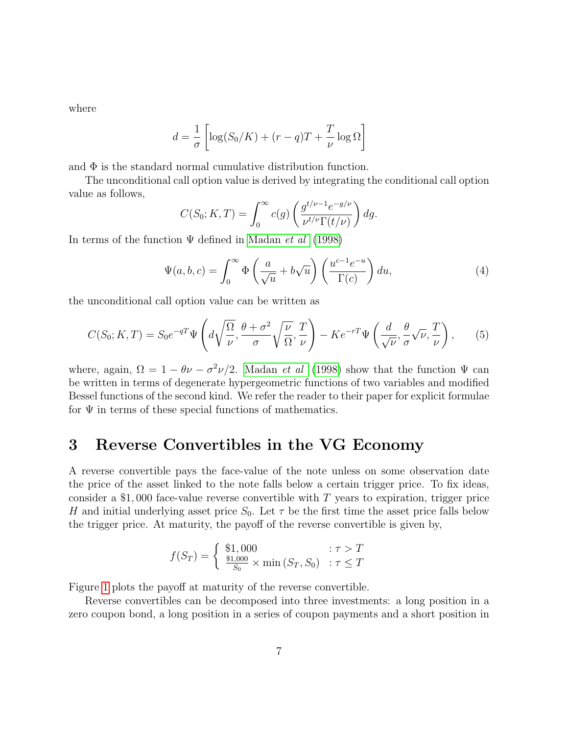where

$$d = \frac{1}{\sigma}\left[\log(S_0/K) + (r-q)T + \frac{T}{\nu}\log\Omega\right]$$

and $\Phi$ is the standard normal cumulative distribution function.

The unconditional call option value is derived by integrating the conditional call option value as follows,

$$C(S_0; K, T) = \int_0^\infty c(g)\left(\frac{g^{t/\nu-1}e^{-g/\nu}}{\nu^{t/\nu}\Gamma(t/\nu)}\right)dg.$$

In terms of the function $\Psi$ defined in Madan *et al* (1998)

$$\Psi(a, b, c) = \int_0^\infty \Phi\left(\frac{a}{\sqrt{u}} + b\sqrt{u}\right)\left(\frac{u^{c-1}e^{-u}}{\Gamma(c)}\right)du, \tag{4}$$

the unconditional call option value can be written as

$$C(S_0; K, T) = S_0 e^{-qT}\Psi\left(d\sqrt{\frac{\Omega}{\nu}}, \frac{\theta+\sigma^2}{\sigma}\sqrt{\frac{\nu}{\Omega}}, \frac{T}{\nu}\right) - Ke^{-rT}\Psi\left(\frac{d}{\sqrt{\nu}}, \frac{\theta}{\sigma}\sqrt{\nu}, \frac{T}{\nu}\right), \tag{5}$$

where, again, $\Omega = 1 - \theta\nu - \sigma^2\nu/2$. Madan *et al* (1998) show that the function $\Psi$ can be written in terms of degenerate hypergeometric functions of two variables and modified Bessel functions of the second kind. We refer the reader to their paper for explicit formulae for $\Psi$ in terms of these special functions of mathematics.

# 3 Reverse Convertibles in the VG Economy

A reverse convertible pays the face-value of the note unless on some observation date the price of the asset linked to the note falls below a certain trigger price. To fix ideas, consider a \$1,000 face-value reverse convertible with $T$ years to expiration, trigger price $H$ and initial underlying asset price $S_0$. Let $\tau$ be the first time the asset price falls below the trigger price. At maturity, the payoff of the reverse convertible is given by,

$$f(S_T) = \begin{cases} \$1,000 & : \tau > T \\ \frac{\$1,000}{S_0} \times \min(S_T, S_0) & : \tau \leq T \end{cases}$$

Figure 1 plots the payoff at maturity of the reverse convertible.

Reverse convertibles can be decomposed into three investments: a long position in a zero coupon bond, a long position in a series of coupon payments and a short position in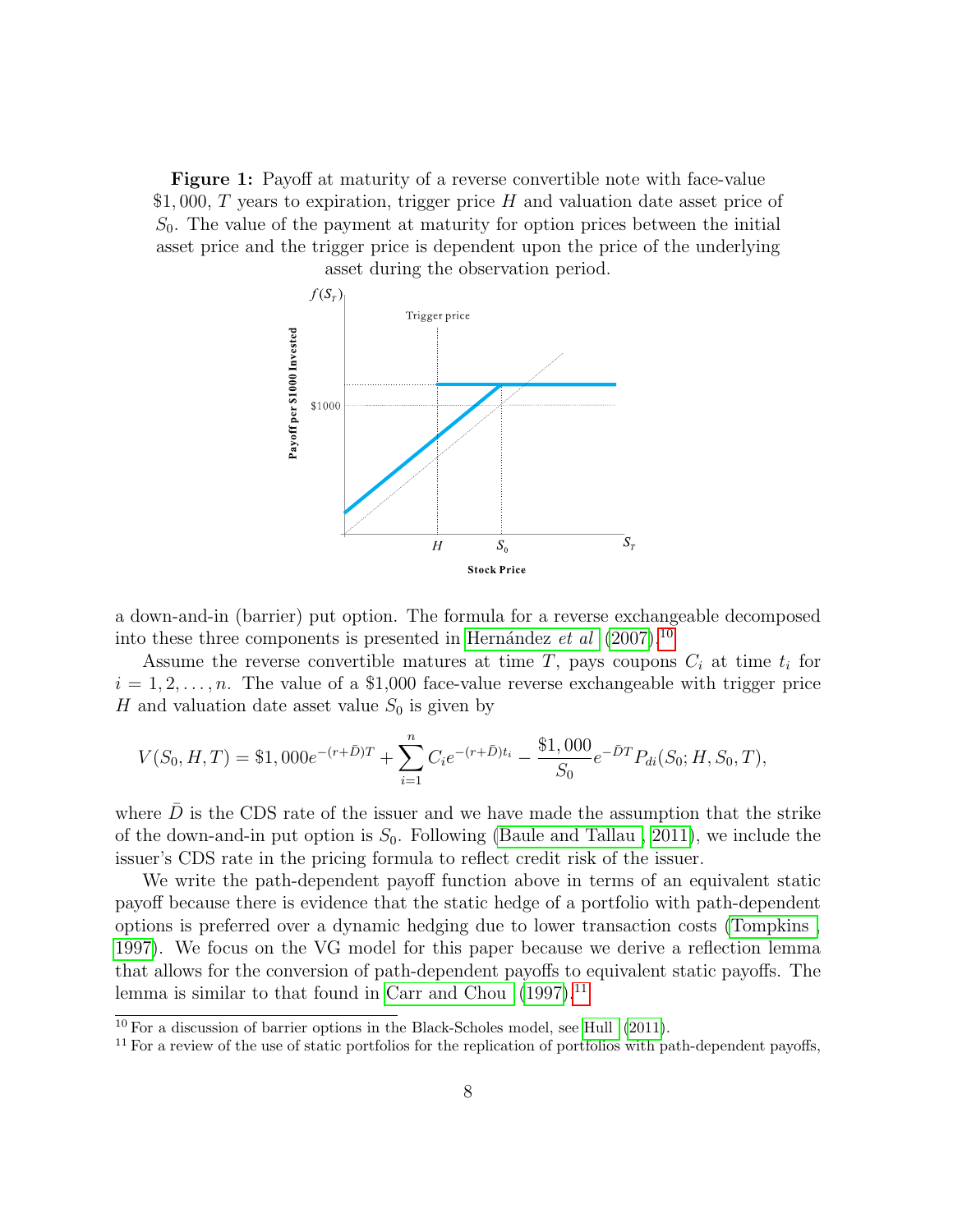**Figure 1:** Payoff at maturity of a reverse convertible note with face-value \$1,000, $T$ years to expiration, trigger price $H$ and valuation date asset price of $S_0$. The value of the payment at maturity for option prices between the initial asset price and the trigger price is dependent upon the price of the underlying asset during the observation period.

a down-and-in (barrier) put option. The formula for a reverse exchangeable decomposed into these three components is presented in Hernández *et al* (2007).[10]

Assume the reverse convertible matures at time $T$, pays coupons $C_i$ at time $t_i$ for $i = 1, 2, \ldots, n$. The value of a \$1,000 face-value reverse exchangeable with trigger price $H$ and valuation date asset value $S_0$ is given by

$$V(S_0, H, T) = \$1,000e^{-(r+\bar{D})T} + \sum_{i=1}^{n} C_i e^{-(r+\bar{D})t_i} - \frac{\$1,000}{S_0} e^{-\bar{D}T} P_{di}(S_0; H, S_0, T),$$

where $\bar{D}$ is the CDS rate of the issuer and we have made the assumption that the strike of the down-and-in put option is $S_0$. Following (Baule and Tallau, 2011), we include the issuer's CDS rate in the pricing formula to reflect credit risk of the issuer.

We write the path-dependent payoff function above in terms of an equivalent static payoff because there is evidence that the static hedge of a portfolio with path-dependent options is preferred over a dynamic hedging due to lower transaction costs (Tompkins, 1997). We focus on the VG model for this paper because we derive a reflection lemma that allows for the conversion of path-dependent payoffs to equivalent static payoffs. The lemma is similar to that found in Carr and Chou (1997).[11]

[10] For a discussion of barrier options in the Black-Scholes model, see Hull (2011).

[11] For a review of the use of static portfolios for the replication of portfolios with path-dependent payoffs,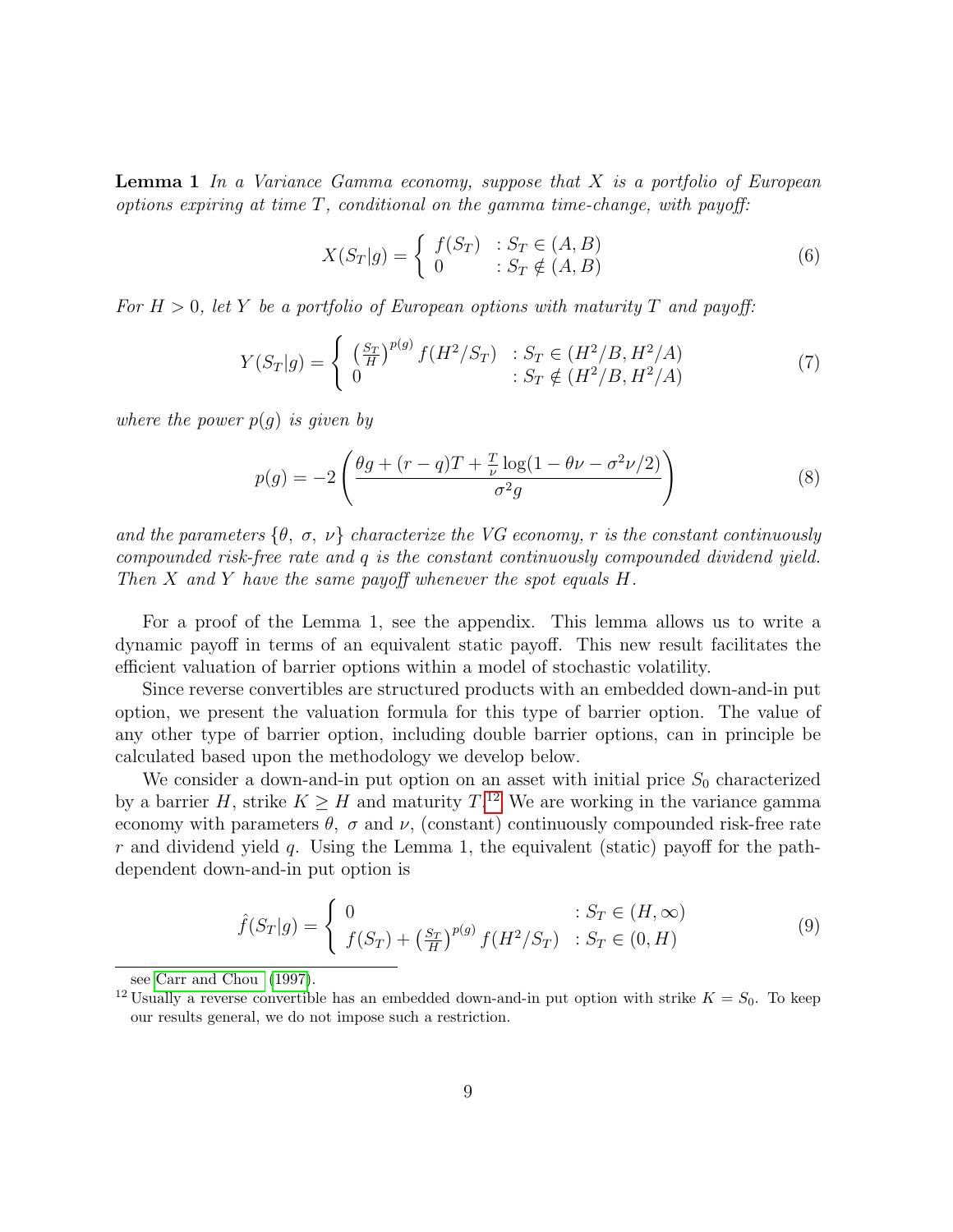**Lemma 1** *In a Variance Gamma economy, suppose that $X$ is a portfolio of European options expiring at time $T$, conditional on the gamma time-change, with payoff:*

$$X(S_T|g) = \begin{cases} f(S_T) & : S_T \in (A, B) \\ 0 & : S_T \notin (A, B) \end{cases} \tag{6}$$

*For $H > 0$, let $Y$ be a portfolio of European options with maturity $T$ and payoff:*

$$Y(S_T|g) = \begin{cases} \left(\frac{S_T}{H}\right)^{p(g)} f(H^2/S_T) & : S_T \in (H^2/B, H^2/A) \\ 0 & : S_T \notin (H^2/B, H^2/A) \end{cases} \tag{7}$$

*where the power $p(g)$ is given by*

$$p(g) = -2\left(\frac{\theta g + (r-q)T + \frac{T}{\nu}\log(1 - \theta\nu - \sigma^2\nu/2)}{\sigma^2 g}\right) \tag{8}$$

*and the parameters $\{\theta,\ \sigma,\ \nu\}$ characterize the VG economy, $r$ is the constant continuously compounded risk-free rate and $q$ is the constant continuously compounded dividend yield. Then $X$ and $Y$ have the same payoff whenever the spot equals $H$.*

For a proof of the Lemma 1, see the appendix. This lemma allows us to write a dynamic payoff in terms of an equivalent static payoff. This new result facilitates the efficient valuation of barrier options within a model of stochastic volatility.

Since reverse convertibles are structured products with an embedded down-and-in put option, we present the valuation formula for this type of barrier option. The value of any other type of barrier option, including double barrier options, can in principle be calculated based upon the methodology we develop below.

We consider a down-and-in put option on an asset with initial price $S_0$ characterized by a barrier $H$, strike $K \geq H$ and maturity $T$.[12] We are working in the variance gamma economy with parameters $\theta$, $\sigma$ and $\nu$, (constant) continuously compounded risk-free rate $r$ and dividend yield $q$. Using the Lemma 1, the equivalent (static) payoff for the path-dependent down-and-in put option is

$$\hat{f}(S_T|g) = \begin{cases} 0 & : S_T \in (H, \infty) \\ f(S_T) + \left(\frac{S_T}{H}\right)^{p(g)} f(H^2/S_T) & : S_T \in (0, H) \end{cases} \tag{9}$$

see Carr and Chou (1997).

[12] Usually a reverse convertible has an embedded down-and-in put option with strike $K = S_0$. To keep our results general, we do not impose such a restriction.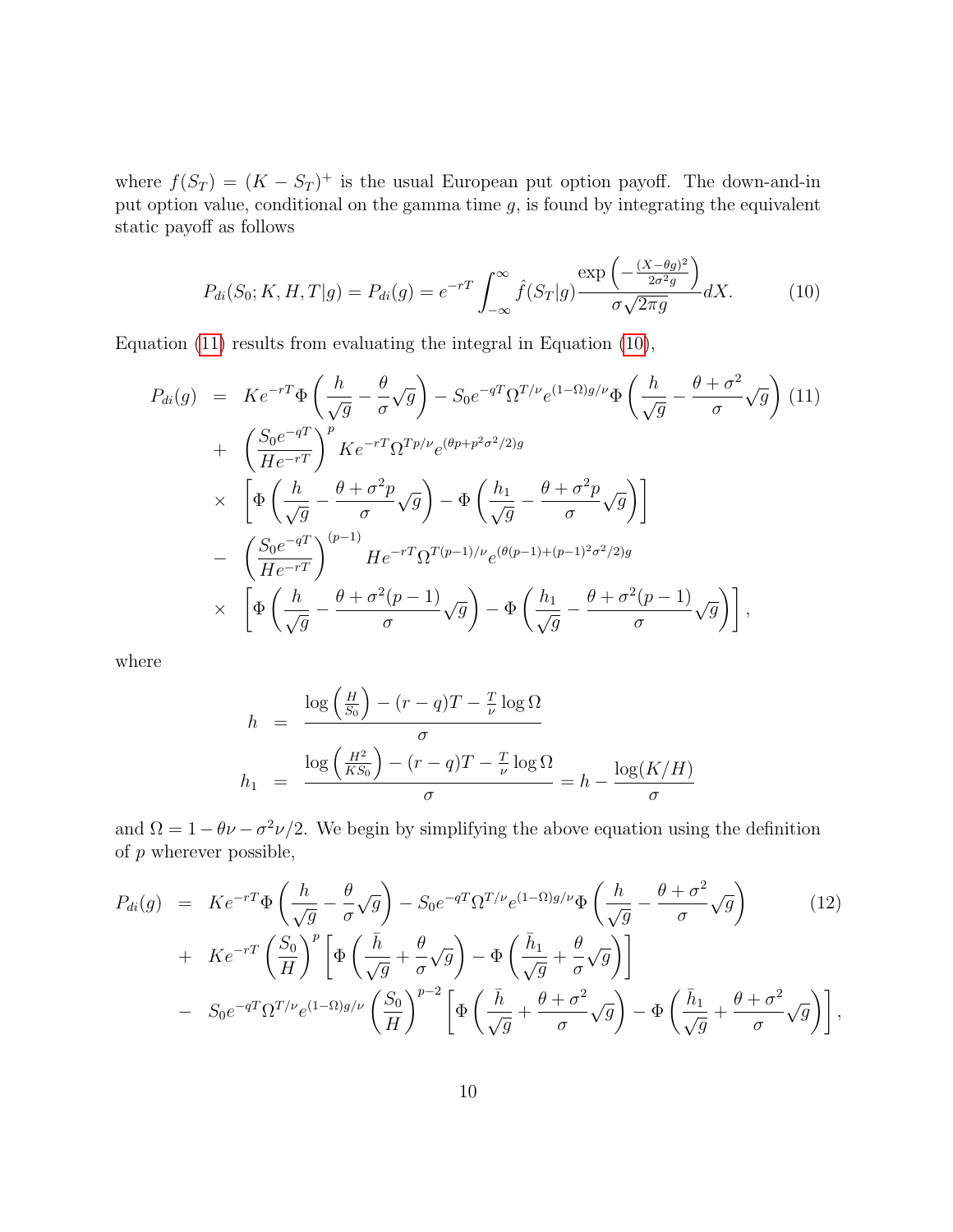where $f(S_T) = (K - S_T)^+$ is the usual European put option payoff. The down-and-in put option value, conditional on the gamma time $g$, is found by integrating the equivalent static payoff as follows

$$P_{di}(S_0; K, H, T|g) = P_{di}(g) = e^{-rT} \int_{-\infty}^{\infty} \hat{f}(S_T|g) \frac{\exp\left(-\frac{(X-\theta g)^2}{2\sigma^2 g}\right)}{\sigma\sqrt{2\pi g}} dX. \tag{10}$$

Equation (11) results from evaluating the integral in Equation (10),

$$\begin{aligned}
P_{di}(g) &= Ke^{-rT}\Phi\left(\frac{h}{\sqrt{g}} - \frac{\theta}{\sigma}\sqrt{g}\right) - S_0 e^{-qT}\Omega^{T/\nu}e^{(1-\Omega)g/\nu}\Phi\left(\frac{h}{\sqrt{g}} - \frac{\theta+\sigma^2}{\sigma}\sqrt{g}\right) \quad (11)\\
&+ \left(\frac{S_0 e^{-qT}}{He^{-rT}}\right)^p Ke^{-rT}\Omega^{Tp/\nu}e^{(\theta p + p^2\sigma^2/2)g} \\
&\times \left[\Phi\left(\frac{h}{\sqrt{g}} - \frac{\theta+\sigma^2 p}{\sigma}\sqrt{g}\right) - \Phi\left(\frac{h_1}{\sqrt{g}} - \frac{\theta+\sigma^2 p}{\sigma}\sqrt{g}\right)\right] \\
&- \left(\frac{S_0 e^{-qT}}{He^{-rT}}\right)^{(p-1)} He^{-rT}\Omega^{T(p-1)/\nu}e^{(\theta(p-1)+(p-1)^2\sigma^2/2)g} \\
&\times \left[\Phi\left(\frac{h}{\sqrt{g}} - \frac{\theta+\sigma^2(p-1)}{\sigma}\sqrt{g}\right) - \Phi\left(\frac{h_1}{\sqrt{g}} - \frac{\theta+\sigma^2(p-1)}{\sigma}\sqrt{g}\right)\right],
\end{aligned}$$

where

$$\begin{aligned}
h &= \frac{\log\left(\frac{H}{S_0}\right) - (r-q)T - \frac{T}{\nu}\log\Omega}{\sigma} \\
h_1 &= \frac{\log\left(\frac{H^2}{KS_0}\right) - (r-q)T - \frac{T}{\nu}\log\Omega}{\sigma} = h - \frac{\log(K/H)}{\sigma}
\end{aligned}$$

and $\Omega = 1 - \theta\nu - \sigma^2\nu/2$. We begin by simplifying the above equation using the definition of $p$ wherever possible,

$$\begin{aligned}
P_{di}(g) &= Ke^{-rT}\Phi\left(\frac{h}{\sqrt{g}} - \frac{\theta}{\sigma}\sqrt{g}\right) - S_0 e^{-qT}\Omega^{T/\nu}e^{(1-\Omega)g/\nu}\Phi\left(\frac{h}{\sqrt{g}} - \frac{\theta+\sigma^2}{\sigma}\sqrt{g}\right) \quad (12)\\
&+ Ke^{-rT}\left(\frac{S_0}{H}\right)^p \left[\Phi\left(\frac{\bar{h}}{\sqrt{g}} + \frac{\theta}{\sigma}\sqrt{g}\right) - \Phi\left(\frac{\bar{h}_1}{\sqrt{g}} + \frac{\theta}{\sigma}\sqrt{g}\right)\right] \\
&- S_0 e^{-qT}\Omega^{T/\nu}e^{(1-\Omega)g/\nu}\left(\frac{S_0}{H}\right)^{p-2}\left[\Phi\left(\frac{\bar{h}}{\sqrt{g}} + \frac{\theta+\sigma^2}{\sigma}\sqrt{g}\right) - \Phi\left(\frac{\bar{h}_1}{\sqrt{g}} + \frac{\theta+\sigma^2}{\sigma}\sqrt{g}\right)\right],
\end{aligned}$$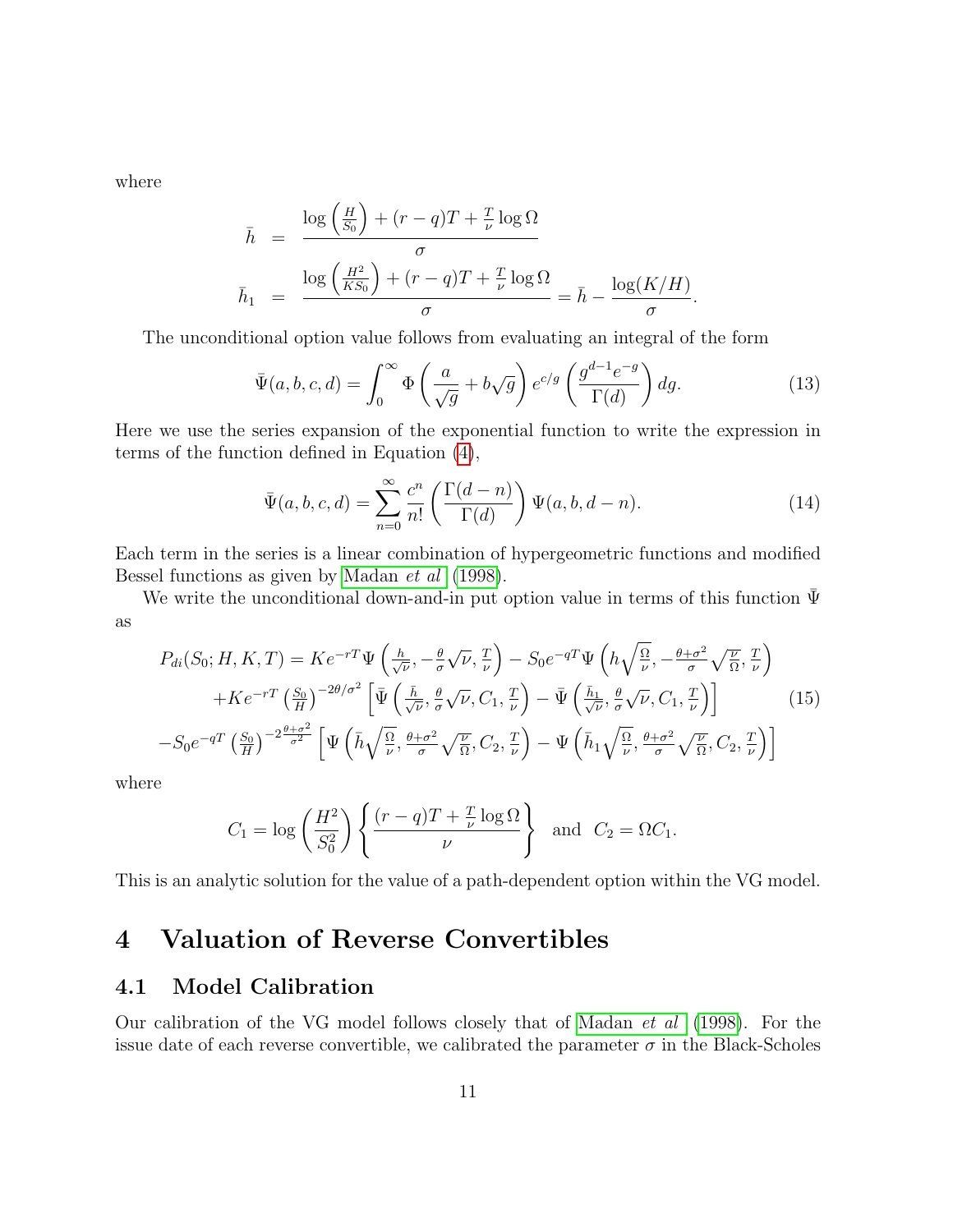where

$$
\begin{aligned}
\bar{h} &= \frac{\log\left(\frac{H}{S_0}\right) + (r-q)T + \frac{T}{\nu}\log\Omega}{\sigma} \\
\bar{h}_1 &= \frac{\log\left(\frac{H^2}{KS_0}\right) + (r-q)T + \frac{T}{\nu}\log\Omega}{\sigma} = \bar{h} - \frac{\log(K/H)}{\sigma}.
\end{aligned}
$$

The unconditional option value follows from evaluating an integral of the form

$$
\bar{\Psi}(a,b,c,d) = \int_0^\infty \Phi\left(\frac{a}{\sqrt{g}} + b\sqrt{g}\right) e^{c/g} \left(\frac{g^{d-1}e^{-g}}{\Gamma(d)}\right) dg. \tag{13}
$$

Here we use the series expansion of the exponential function to write the expression in terms of the function defined in Equation (4),

$$
\bar{\Psi}(a,b,c,d) = \sum_{n=0}^{\infty} \frac{c^n}{n!} \left(\frac{\Gamma(d-n)}{\Gamma(d)}\right) \Psi(a,b,d-n). \tag{14}
$$

Each term in the series is a linear combination of hypergeometric functions and modified Bessel functions as given by Madan *et al* (1998).

We write the unconditional down-and-in put option value in terms of this function $\bar{\Psi}$ as

$$
\begin{aligned}
P_{di}(S_0;H,K,T) &= Ke^{-rT}\Psi\left(\tfrac{h}{\sqrt{\nu}}, -\tfrac{\theta}{\sigma}\sqrt{\nu}, \tfrac{T}{\nu}\right) - S_0e^{-qT}\Psi\left(h\sqrt{\tfrac{\Omega}{\nu}}, -\tfrac{\theta+\sigma^2}{\sigma}\sqrt{\tfrac{\nu}{\Omega}}, \tfrac{T}{\nu}\right) \\
&+ Ke^{-rT}\left(\tfrac{S_0}{H}\right)^{-2\theta/\sigma^2}\left[\bar{\Psi}\left(\tfrac{\bar{h}}{\sqrt{\nu}}, \tfrac{\theta}{\sigma}\sqrt{\nu}, C_1, \tfrac{T}{\nu}\right) - \bar{\Psi}\left(\tfrac{\bar{h}_1}{\sqrt{\nu}}, \tfrac{\theta}{\sigma}\sqrt{\nu}, C_1, \tfrac{T}{\nu}\right)\right] \\
&- S_0e^{-qT}\left(\tfrac{S_0}{H}\right)^{-2\frac{\theta+\sigma^2}{\sigma^2}}\left[\Psi\left(\bar{h}\sqrt{\tfrac{\Omega}{\nu}}, \tfrac{\theta+\sigma^2}{\sigma}\sqrt{\tfrac{\nu}{\Omega}}, C_2, \tfrac{T}{\nu}\right) - \Psi\left(\bar{h}_1\sqrt{\tfrac{\Omega}{\nu}}, \tfrac{\theta+\sigma^2}{\sigma}\sqrt{\tfrac{\nu}{\Omega}}, C_2, \tfrac{T}{\nu}\right)\right]
\end{aligned} \tag{15}
$$

where

$$
C_1 = \log\left(\frac{H^2}{S_0^2}\right)\left\{\frac{(r-q)T + \frac{T}{\nu}\log\Omega}{\nu}\right\} \quad \text{and} \quad C_2 = \Omega C_1.
$$

This is an analytic solution for the value of a path-dependent option within the VG model.

# 4 Valuation of Reverse Convertibles

## 4.1 Model Calibration

Our calibration of the VG model follows closely that of Madan *et al* (1998). For the issue date of each reverse convertible, we calibrated the parameter $\sigma$ in the Black-Scholes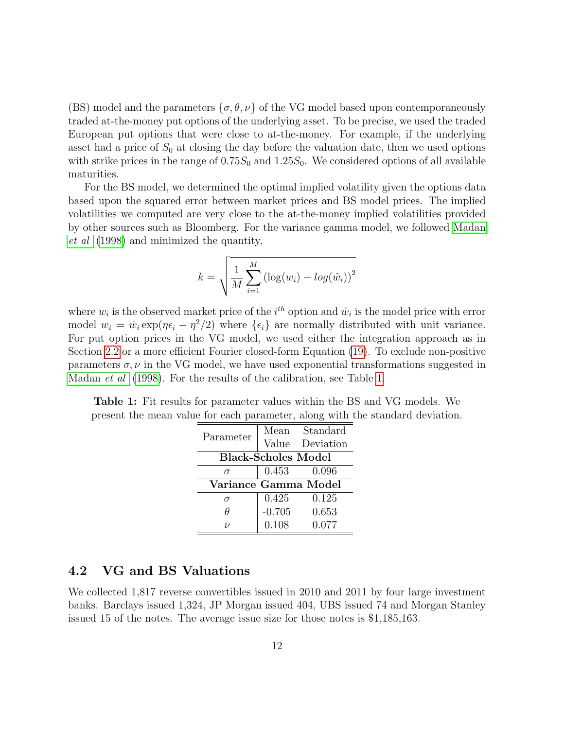(BS) model and the parameters $\{\sigma, \theta, \nu\}$ of the VG model based upon contemporaneously traded at-the-money put options of the underlying asset. To be precise, we used the traded European put options that were close to at-the-money. For example, if the underlying asset had a price of $S_0$ at closing the day before the valuation date, then we used options with strike prices in the range of $0.75S_0$ and $1.25S_0$. We considered options of all available maturities.

For the BS model, we determined the optimal implied volatility given the options data based upon the squared error between market prices and BS model prices. The implied volatilities we computed are very close to the at-the-money implied volatilities provided by other sources such as Bloomberg. For the variance gamma model, we followed Madan *et al* (1998) and minimized the quantity,

$$k = \sqrt{\frac{1}{M} \sum_{i=1}^{M} \left(\log(w_i) - log(\hat{w}_i)\right)^2}$$

where $w_i$ is the observed market price of the $i^{th}$ option and $\hat{w}_i$ is the model price with error model $w_i = \hat{w}_i \exp(\eta \epsilon_i - \eta^2/2)$ where $\{\epsilon_i\}$ are normally distributed with unit variance. For put option prices in the VG model, we used either the integration approach as in Section 2.2 or a more efficient Fourier closed-form Equation (19). To exclude non-positive parameters $\sigma, \nu$ in the VG model, we have used exponential transformations suggested in Madan *et al* (1998). For the results of the calibration, see Table 1.

**Table 1:** Fit results for parameter values within the BS and VG models. We present the mean value for each parameter, along with the standard deviation.

| Parameter | Mean Value | Standard Deviation |
|---|---|---|
| **Black-Scholes Model** | | |
| $\sigma$ | 0.453 | 0.096 |
| **Variance Gamma Model** | | |
| $\sigma$ | 0.425 | 0.125 |
| $\theta$ | -0.705 | 0.653 |
| $\nu$ | 0.108 | 0.077 |

## 4.2 VG and BS Valuations

We collected 1,817 reverse convertibles issued in 2010 and 2011 by four large investment banks. Barclays issued 1,324, JP Morgan issued 404, UBS issued 74 and Morgan Stanley issued 15 of the notes. The average issue size for those notes is $1,185,163.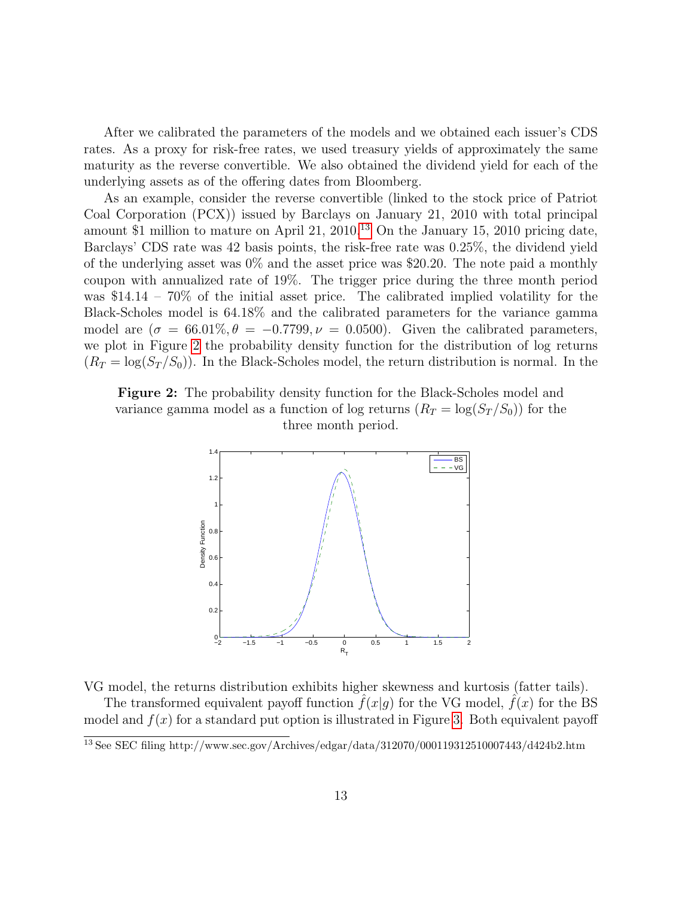After we calibrated the parameters of the models and we obtained each issuer's CDS rates. As a proxy for risk-free rates, we used treasury yields of approximately the same maturity as the reverse convertible. We also obtained the dividend yield for each of the underlying assets as of the offering dates from Bloomberg.

As an example, consider the reverse convertible (linked to the stock price of Patriot Coal Corporation (PCX)) issued by Barclays on January 21, 2010 with total principal amount \$1 million to mature on April 21, 2010.[13] On the January 15, 2010 pricing date, Barclays' CDS rate was 42 basis points, the risk-free rate was 0.25%, the dividend yield of the underlying asset was 0% and the asset price was \$20.20. The note paid a monthly coupon with annualized rate of 19%. The trigger price during the three month period was \$14.14 – 70% of the initial asset price. The calibrated implied volatility for the Black-Scholes model is 64.18% and the calibrated parameters for the variance gamma model are ($\sigma = 66.01\%, \theta = -0.7799, \nu = 0.0500$). Given the calibrated parameters, we plot in Figure 2 the probability density function for the distribution of log returns ($R_T = \log(S_T/S_0)$). In the Black-Scholes model, the return distribution is normal. In the VG model, the returns distribution exhibits higher skewness and kurtosis (fatter tails).

**Figure 2:** The probability density function for the Black-Scholes model and variance gamma model as a function of log returns ($R_T = \log(S_T/S_0)$) for the three month period.

The transformed equivalent payoff function $\hat{f}(x|g)$ for the VG model, $\hat{f}(x)$ for the BS model and $f(x)$ for a standard put option is illustrated in Figure 3. Both equivalent payoff

[13] See SEC filing http://www.sec.gov/Archives/edgar/data/312070/000119312510007443/d424b2.htm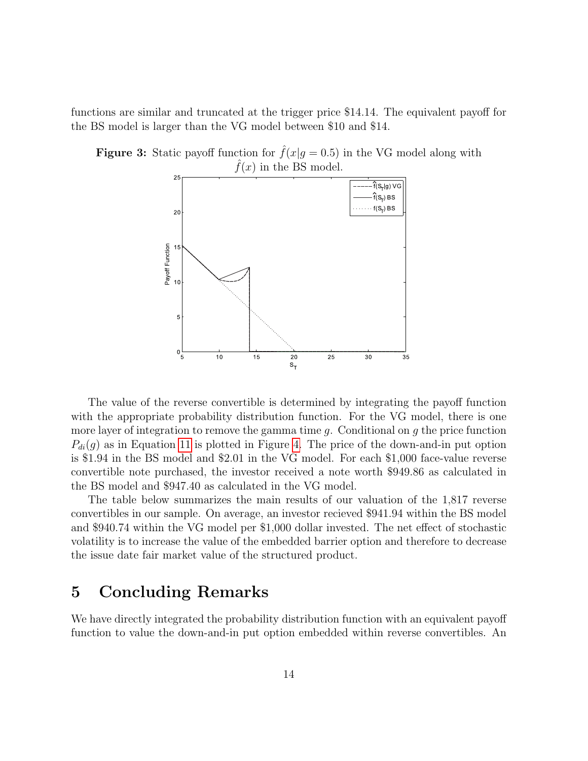functions are similar and truncated at the trigger price \$14.14. The equivalent payoff for the BS model is larger than the VG model between \$10 and \$14.

**Figure 3:** Static payoff function for $\hat{f}(x|g = 0.5)$ in the VG model along with $\hat{f}(x)$ in the BS model.

The value of the reverse convertible is determined by integrating the payoff function with the appropriate probability distribution function. For the VG model, there is one more layer of integration to remove the gamma time $g$. Conditional on $g$ the price function $P_{di}(g)$ as in Equation 11 is plotted in Figure 4. The price of the down-and-in put option is \$1.94 in the BS model and \$2.01 in the VG model. For each \$1,000 face-value reverse convertible note purchased, the investor received a note worth \$949.86 as calculated in the BS model and \$947.40 as calculated in the VG model.

The table below summarizes the main results of our valuation of the 1,817 reverse convertibles in our sample. On average, an investor recieved \$941.94 within the BS model and \$940.74 within the VG model per \$1,000 dollar invested. The net effect of stochastic volatility is to increase the value of the embedded barrier option and therefore to decrease the issue date fair market value of the structured product.

# 5 Concluding Remarks

We have directly integrated the probability distribution function with an equivalent payoff function to value the down-and-in put option embedded within reverse convertibles. An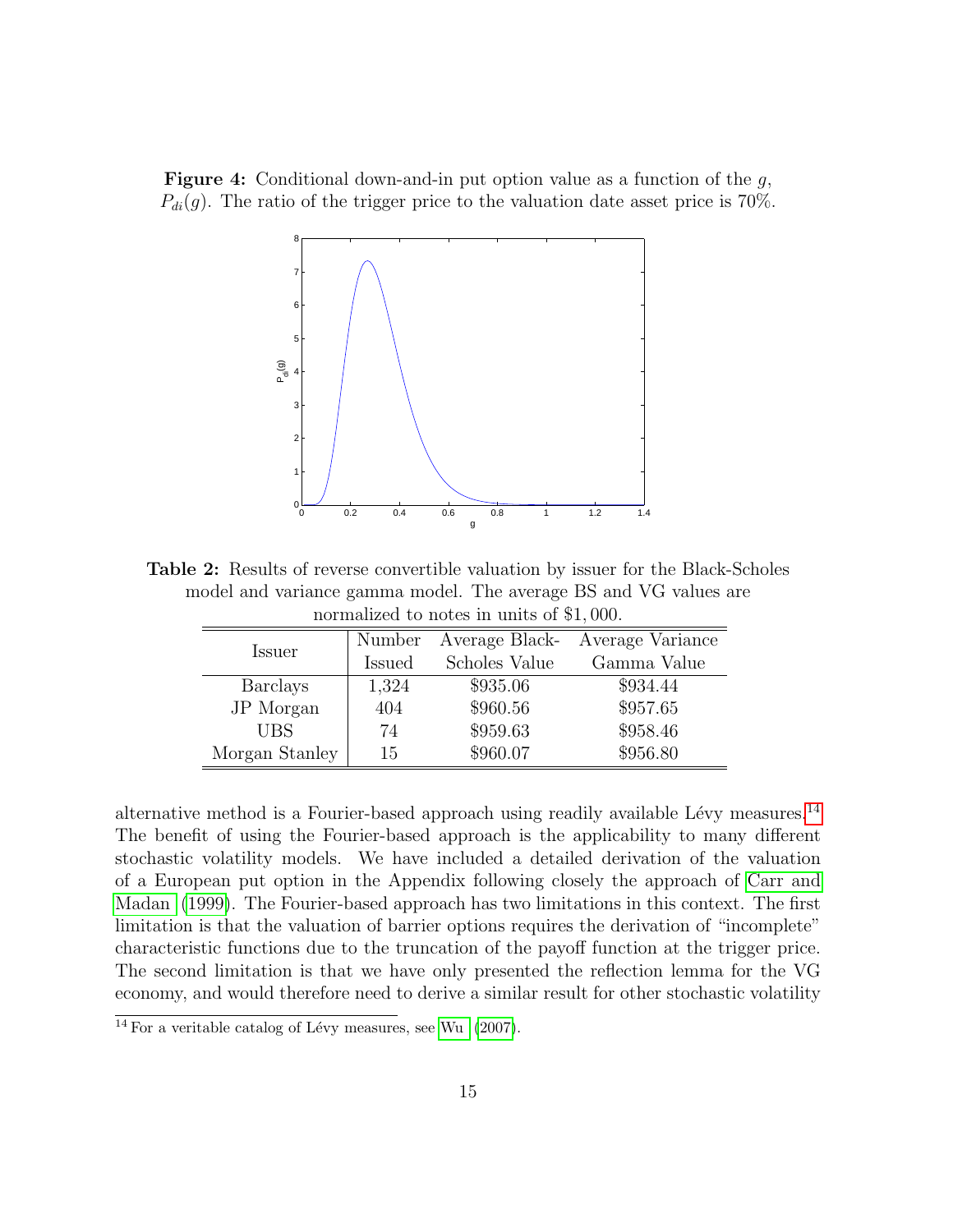**Figure 4:** Conditional down-and-in put option value as a function of the $g$, $P_{di}(g)$. The ratio of the trigger price to the valuation date asset price is 70%.

**Table 2:** Results of reverse convertible valuation by issuer for the Black-Scholes model and variance gamma model. The average BS and VG values are normalized to notes in units of $1,000.

| Issuer | Number Issued | Average Black-Scholes Value | Average Variance Gamma Value |
|---|---|---|---|
| Barclays | 1,324 | $935.06 | $934.44 |
| JP Morgan | 404 | $960.56 | $957.65 |
| UBS | 74 | $959.63 | $958.46 |
| Morgan Stanley | 15 | $960.07 | $956.80 |

alternative method is a Fourier-based approach using readily available Lévy measures.[14] The benefit of using the Fourier-based approach is the applicability to many different stochastic volatility models. We have included a detailed derivation of the valuation of a European put option in the Appendix following closely the approach of Carr and Madan (1999). The Fourier-based approach has two limitations in this context. The first limitation is that the valuation of barrier options requires the derivation of "incomplete" characteristic functions due to the truncation of the payoff function at the trigger price. The second limitation is that we have only presented the reflection lemma for the VG economy, and would therefore need to derive a similar result for other stochastic volatility

[14] For a veritable catalog of Lévy measures, see Wu (2007).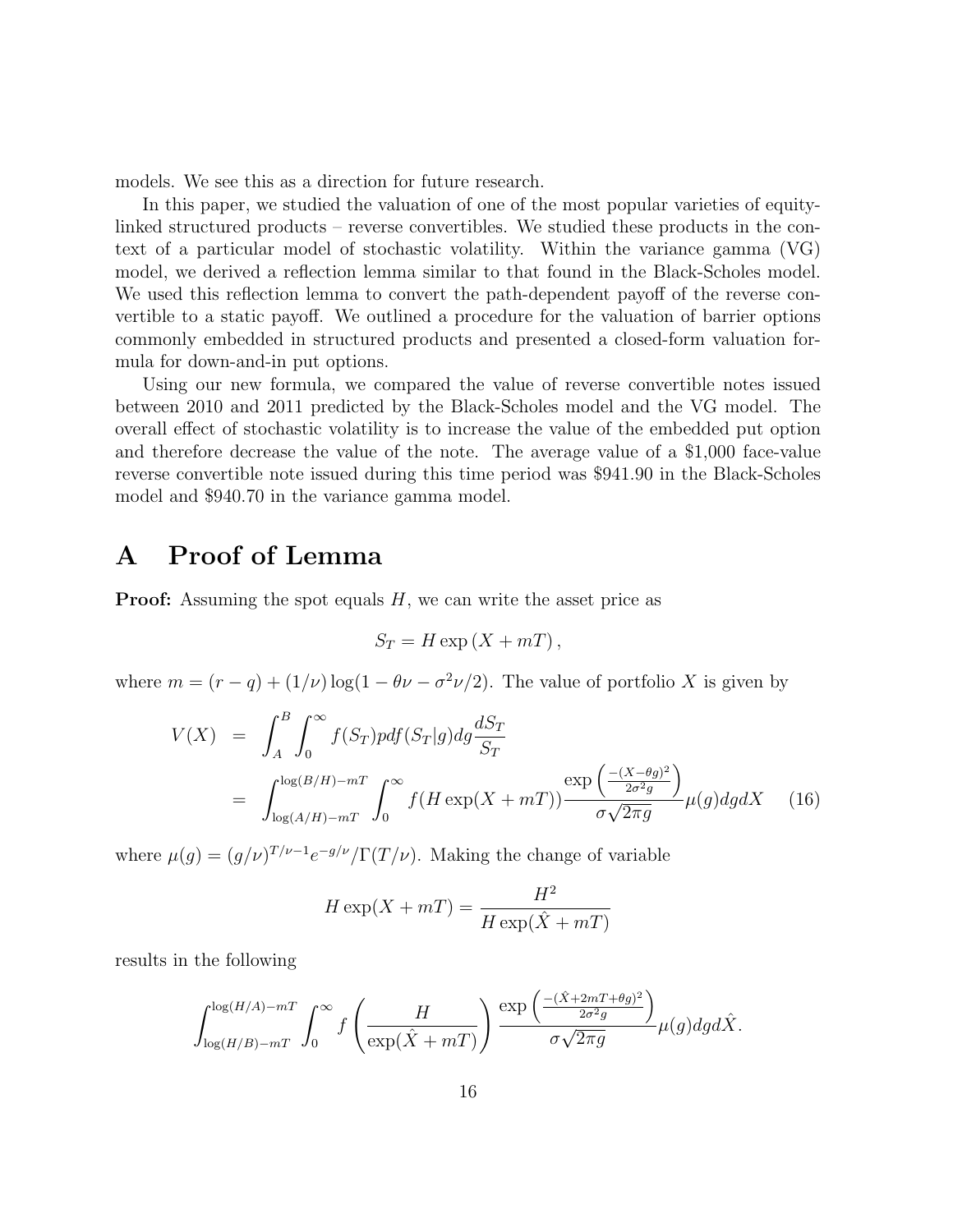models. We see this as a direction for future research.

In this paper, we studied the valuation of one of the most popular varieties of equity-linked structured products – reverse convertibles. We studied these products in the context of a particular model of stochastic volatility. Within the variance gamma (VG) model, we derived a reflection lemma similar to that found in the Black-Scholes model. We used this reflection lemma to convert the path-dependent payoff of the reverse convertible to a static payoff. We outlined a procedure for the valuation of barrier options commonly embedded in structured products and presented a closed-form valuation formula for down-and-in put options.

Using our new formula, we compared the value of reverse convertible notes issued between 2010 and 2011 predicted by the Black-Scholes model and the VG model. The overall effect of stochastic volatility is to increase the value of the embedded put option and therefore decrease the value of the note. The average value of a \$1,000 face-value reverse convertible note issued during this time period was \$941.90 in the Black-Scholes model and \$940.70 in the variance gamma model.

# A Proof of Lemma

**Proof:** Assuming the spot equals $H$, we can write the asset price as

$$S_T = H \exp\left(X + mT\right),$$

where $m = (r-q) + (1/\nu)\log(1 - \theta\nu - \sigma^2\nu/2)$. The value of portfolio $X$ is given by

$$\begin{aligned} V(X) &= \int_A^B \int_0^\infty f(S_T) pdf(S_T|g) dg \frac{dS_T}{S_T} \\ &= \int_{\log(A/H)-mT}^{\log(B/H)-mT} \int_0^\infty f(H\exp(X+mT)) \frac{\exp\left(\frac{-(X-\theta g)^2}{2\sigma^2 g}\right)}{\sigma\sqrt{2\pi g}} \mu(g) dg dX \end{aligned} \quad (16)$$

where $\mu(g) = (g/\nu)^{T/\nu - 1} e^{-g/\nu}/\Gamma(T/\nu)$. Making the change of variable

$$H\exp(X + mT) = \frac{H^2}{H\exp(\hat{X} + mT)}$$

results in the following

$$\int_{\log(H/B)-mT}^{\log(H/A)-mT} \int_0^\infty f\left(\frac{H}{\exp(\hat{X}+mT)}\right) \frac{\exp\left(\frac{-(\hat{X}+2mT+\theta g)^2}{2\sigma^2 g}\right)}{\sigma\sqrt{2\pi g}} \mu(g) dg d\hat{X}.$$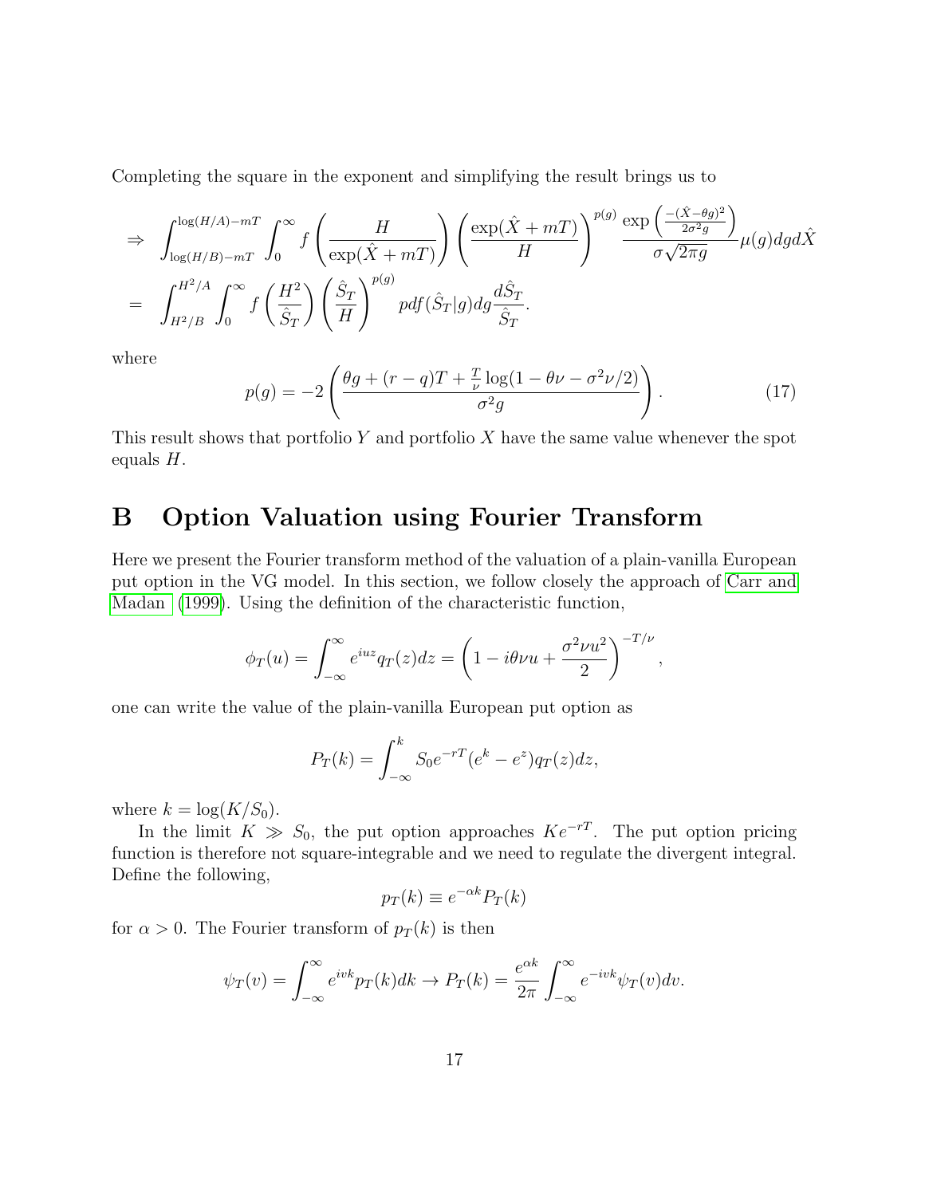Completing the square in the exponent and simplifying the result brings us to

$$
\begin{aligned}
\Rightarrow & \int_{\log(H/B)-mT}^{\log(H/A)-mT} \int_0^\infty f\left(\frac{H}{\exp(\hat{X}+mT)}\right)\left(\frac{\exp(\hat{X}+mT)}{H}\right)^{p(g)} \frac{\exp\left(\frac{-(\hat{X}-\theta g)^2}{2\sigma^2 g}\right)}{\sigma\sqrt{2\pi g}}\mu(g)dgd\hat{X} \\
= & \int_{H^2/B}^{H^2/A} \int_0^\infty f\left(\frac{H^2}{\hat{S}_T}\right)\left(\frac{\hat{S}_T}{H}\right)^{p(g)} pdf(\hat{S}_T|g)dg\frac{d\hat{S}_T}{\hat{S}_T}.
\end{aligned}
$$

where

$$
p(g) = -2\left(\frac{\theta g + (r-q)T + \frac{T}{\nu}\log(1-\theta\nu-\sigma^2\nu/2)}{\sigma^2 g}\right). \tag{17}
$$

This result shows that portfolio $Y$ and portfolio $X$ have the same value whenever the spot equals $H$.

# B Option Valuation using Fourier Transform

Here we present the Fourier transform method of the valuation of a plain-vanilla European put option in the VG model. In this section, we follow closely the approach of Carr and Madan (1999). Using the definition of the characteristic function,

$$
\phi_T(u) = \int_{-\infty}^{\infty} e^{iuz} q_T(z)dz = \left(1 - i\theta\nu u + \frac{\sigma^2\nu u^2}{2}\right)^{-T/\nu},
$$

one can write the value of the plain-vanilla European put option as

$$
P_T(k) = \int_{-\infty}^{k} S_0 e^{-rT}(e^k - e^z)q_T(z)dz,
$$

where $k = \log(K/S_0)$.

In the limit $K \gg S_0$, the put option approaches $Ke^{-rT}$. The put option pricing function is therefore not square-integrable and we need to regulate the divergent integral. Define the following,

$$
p_T(k) \equiv e^{-\alpha k} P_T(k)
$$

for $\alpha > 0$. The Fourier transform of $p_T(k)$ is then

$$
\psi_T(v) = \int_{-\infty}^{\infty} e^{ivk} p_T(k)dk \rightarrow P_T(k) = \frac{e^{\alpha k}}{2\pi}\int_{-\infty}^{\infty} e^{-ivk}\psi_T(v)dv.
$$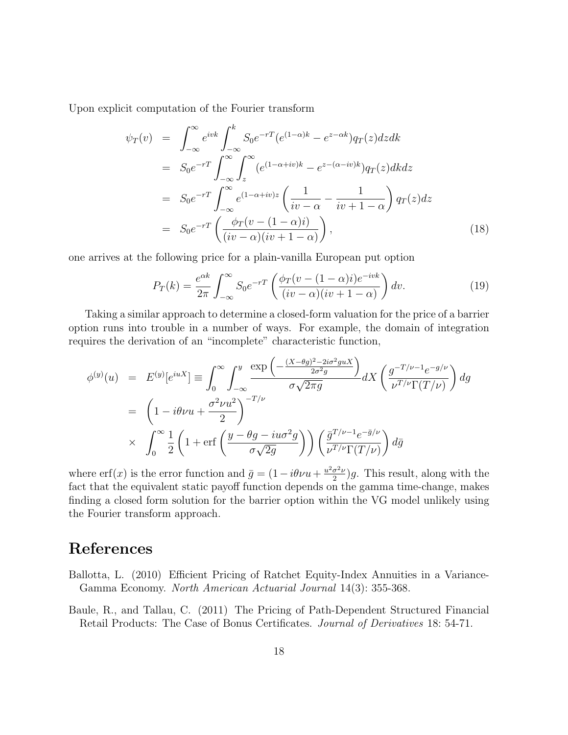Upon explicit computation of the Fourier transform

$$
\begin{aligned}
\psi_T(v) &= \int_{-\infty}^{\infty} e^{ivk} \int_{-\infty}^{k} S_0 e^{-rT}(e^{(1-\alpha)k} - e^{z-\alpha k}) q_T(z) dz dk \\
&= S_0 e^{-rT} \int_{-\infty}^{\infty} \int_{z}^{\infty} (e^{(1-\alpha+iv)k} - e^{z-(\alpha-iv)k}) q_T(z) dk dz \\
&= S_0 e^{-rT} \int_{-\infty}^{\infty} e^{(1-\alpha+iv)z} \left( \frac{1}{iv-\alpha} - \frac{1}{iv+1-\alpha} \right) q_T(z) dz \\
&= S_0 e^{-rT} \left( \frac{\phi_T(v-(1-\alpha)i)}{(iv-\alpha)(iv+1-\alpha)} \right),
\end{aligned} \tag{18}
$$

one arrives at the following price for a plain-vanilla European put option

$$
P_T(k) = \frac{e^{\alpha k}}{2\pi} \int_{-\infty}^{\infty} S_0 e^{-rT} \left( \frac{\phi_T(v-(1-\alpha)i)e^{-ivk}}{(iv-\alpha)(iv+1-\alpha)} \right) dv. \tag{19}
$$

Taking a similar approach to determine a closed-form valuation for the price of a barrier option runs into trouble in a number of ways. For example, the domain of integration requires the derivation of an "incomplete" characteristic function,

$$
\begin{aligned}
\phi^{(y)}(u) &= E^{(y)}[e^{iuX}] \equiv \int_0^{\infty} \int_{-\infty}^{y} \frac{\exp\left(-\frac{(X-\theta g)^2 - 2i\sigma^2 guX}{2\sigma^2 g}\right)}{\sigma\sqrt{2\pi g}} dX \left( \frac{g^{-T/\nu-1} e^{-g/\nu}}{\nu^{T/\nu}\Gamma(T/\nu)} \right) dg \\
&= \left(1 - i\theta\nu u + \frac{\sigma^2 \nu u^2}{2}\right)^{-T/\nu} \\
&\times \int_0^{\infty} \frac{1}{2}\left(1 + \operatorname{erf}\left(\frac{y - \theta g - iu\sigma^2 g}{\sigma\sqrt{2g}}\right)\right) \left( \frac{\bar{g}^{T/\nu-1} e^{-\bar{g}/\nu}}{\nu^{T/\nu}\Gamma(T/\nu)} \right) d\bar{g}
\end{aligned}
$$

where $\operatorname{erf}(x)$ is the error function and $\bar{g} = (1 - i\theta\nu u + \frac{u^2\sigma^2\nu}{2})g$. This result, along with the fact that the equivalent static payoff function depends on the gamma time-change, makes finding a closed form solution for the barrier option within the VG model unlikely using the Fourier transform approach.

# References

Ballotta, L. (2010) Efficient Pricing of Ratchet Equity-Index Annuities in a Variance-Gamma Economy. *North American Actuarial Journal* 14(3): 355-368.

Baule, R., and Tallau, C. (2011) The Pricing of Path-Dependent Structured Financial Retail Products: The Case of Bonus Certificates. *Journal of Derivatives* 18: 54-71.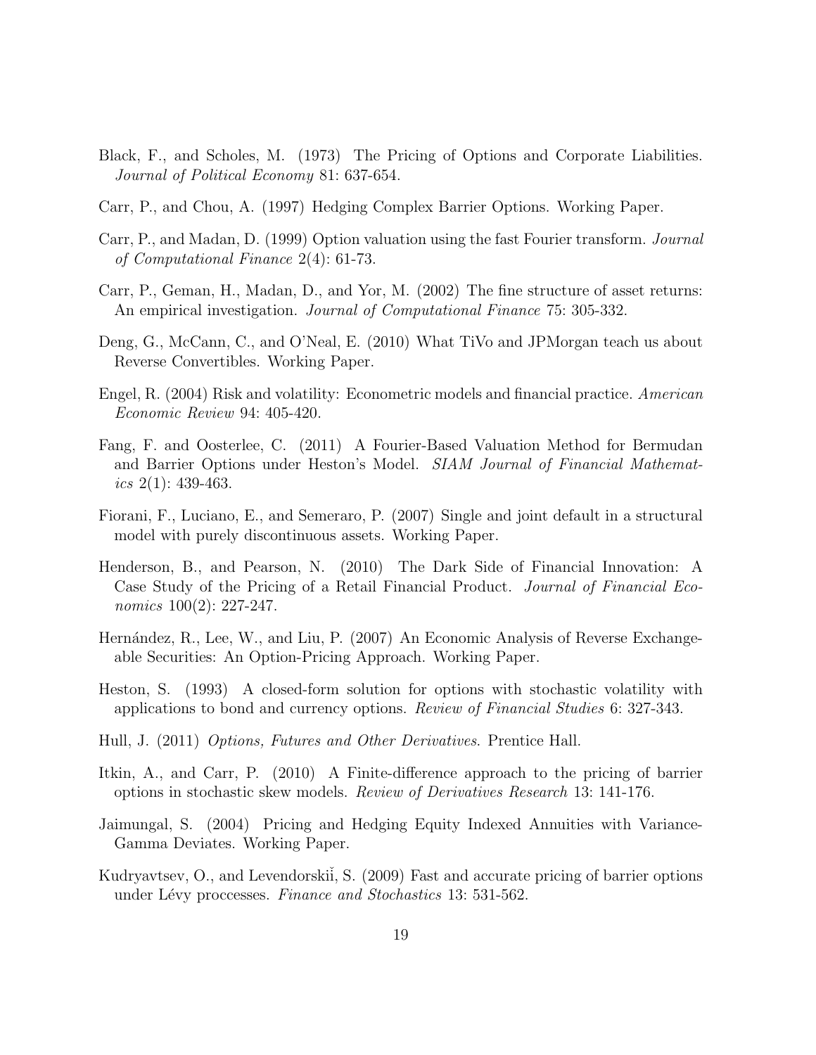Black, F., and Scholes, M. (1973) The Pricing of Options and Corporate Liabilities. *Journal of Political Economy* 81: 637-654.

Carr, P., and Chou, A. (1997) Hedging Complex Barrier Options. Working Paper.

Carr, P., and Madan, D. (1999) Option valuation using the fast Fourier transform. *Journal of Computational Finance* 2(4): 61-73.

Carr, P., Geman, H., Madan, D., and Yor, M. (2002) The fine structure of asset returns: An empirical investigation. *Journal of Computational Finance* 75: 305-332.

Deng, G., McCann, C., and O'Neal, E. (2010) What TiVo and JPMorgan teach us about Reverse Convertibles. Working Paper.

Engel, R. (2004) Risk and volatility: Econometric models and financial practice. *American Economic Review* 94: 405-420.

Fang, F. and Oosterlee, C. (2011) A Fourier-Based Valuation Method for Bermudan and Barrier Options under Heston's Model. *SIAM Journal of Financial Mathematics* 2(1): 439-463.

Fiorani, F., Luciano, E., and Semeraro, P. (2007) Single and joint default in a structural model with purely discontinuous assets. Working Paper.

Henderson, B., and Pearson, N. (2010) The Dark Side of Financial Innovation: A Case Study of the Pricing of a Retail Financial Product. *Journal of Financial Economics* 100(2): 227-247.

Hernández, R., Lee, W., and Liu, P. (2007) An Economic Analysis of Reverse Exchangeable Securities: An Option-Pricing Approach. Working Paper.

Heston, S. (1993) A closed-form solution for options with stochastic volatility with applications to bond and currency options. *Review of Financial Studies* 6: 327-343.

Hull, J. (2011) *Options, Futures and Other Derivatives*. Prentice Hall.

Itkin, A., and Carr, P. (2010) A Finite-difference approach to the pricing of barrier options in stochastic skew models. *Review of Derivatives Research* 13: 141-176.

Jaimungal, S. (2004) Pricing and Hedging Equity Indexed Annuities with Variance-Gamma Deviates. Working Paper.

Kudryavtsev, O., and Levendorskiĭ, S. (2009) Fast and accurate pricing of barrier options under Lévy proccesses. *Finance and Stochastics* 13: 531-562.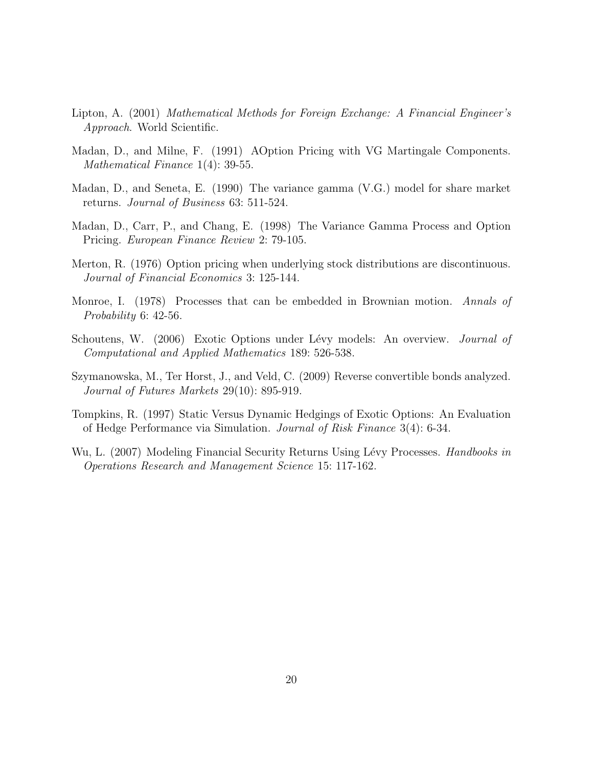Lipton, A. (2001) *Mathematical Methods for Foreign Exchange: A Financial Engineer's Approach*. World Scientific.

Madan, D., and Milne, F. (1991) AOption Pricing with VG Martingale Components. *Mathematical Finance* 1(4): 39-55.

Madan, D., and Seneta, E. (1990) The variance gamma (V.G.) model for share market returns. *Journal of Business* 63: 511-524.

Madan, D., Carr, P., and Chang, E. (1998) The Variance Gamma Process and Option Pricing. *European Finance Review* 2: 79-105.

Merton, R. (1976) Option pricing when underlying stock distributions are discontinuous. *Journal of Financial Economics* 3: 125-144.

Monroe, I. (1978) Processes that can be embedded in Brownian motion. *Annals of Probability* 6: 42-56.

Schoutens, W. (2006) Exotic Options under Lévy models: An overview. *Journal of Computational and Applied Mathematics* 189: 526-538.

Szymanowska, M., Ter Horst, J., and Veld, C. (2009) Reverse convertible bonds analyzed. *Journal of Futures Markets* 29(10): 895-919.

Tompkins, R. (1997) Static Versus Dynamic Hedgings of Exotic Options: An Evaluation of Hedge Performance via Simulation. *Journal of Risk Finance* 3(4): 6-34.

Wu, L. (2007) Modeling Financial Security Returns Using Lévy Processes. *Handbooks in Operations Research and Management Science* 15: 117-162.